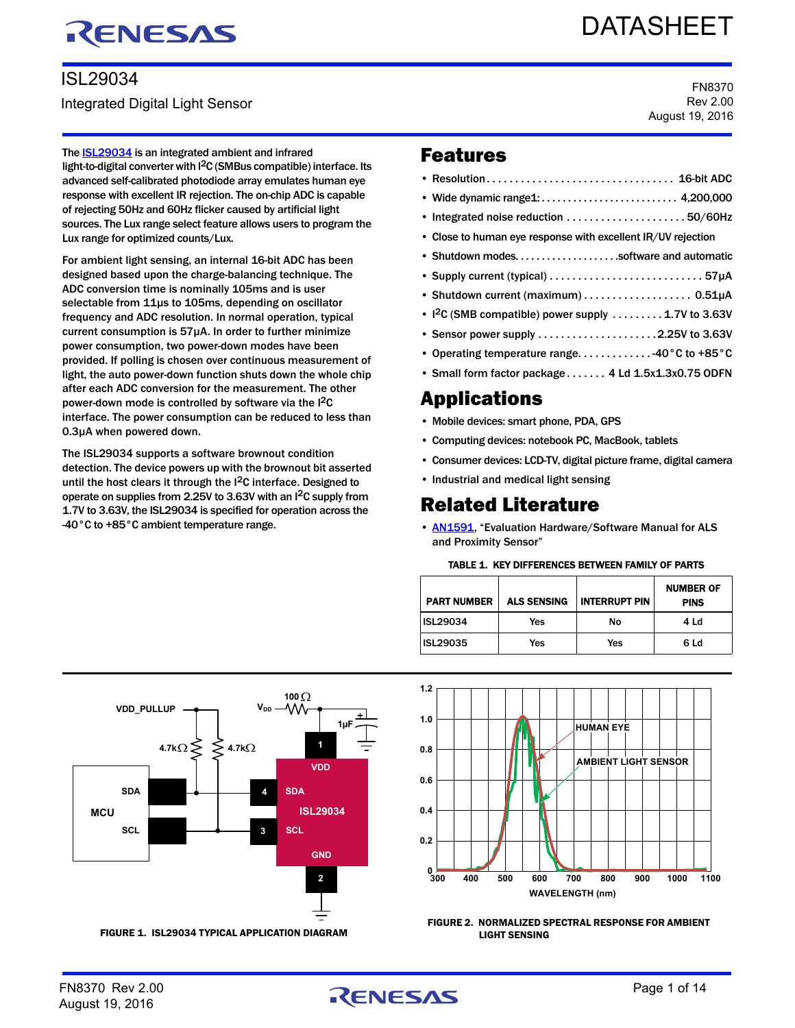# ISL29034

Integrated Digital Light Sensor

FN8370
Rev 2.00
August 19, 2016

The ISL29034 is an integrated ambient and infrared light-to-digital converter with I$^2$C (SMBus compatible) interface. Its advanced self-calibrated photodiode array emulates human eye response with excellent IR rejection. The on-chip ADC is capable of rejecting 50Hz and 60Hz flicker caused by artificial light sources. The Lux range select feature allows users to program the Lux range for optimized counts/Lux.

For ambient light sensing, an internal 16-bit ADC has been designed based upon the charge-balancing technique. The ADC conversion time is nominally 105ms and is user selectable from 11µs to 105ms, depending on oscillator frequency and ADC resolution. In normal operation, typical current consumption is 57µA. In order to further minimize power consumption, two power-down modes have been provided. If polling is chosen over continuous measurement of light, the auto power-down function shuts down the whole chip after each ADC conversion for the measurement. The other power-down mode is controlled by software via the I$^2$C interface. The power consumption can be reduced to less than 0.3µA when powered down.

The ISL29034 supports a software brownout condition detection. The device powers up with the brownout bit asserted until the host clears it through the I$^2$C interface. Designed to operate on supplies from 2.25V to 3.63V with an I$^2$C supply from 1.7V to 3.63V, the ISL29034 is specified for operation across the -40°C to +85°C ambient temperature range.

## Features

- Resolution . . . . . . . . . . 16-bit ADC
- Wide dynamic range1: . . . . . . . . . . 4,200,000
- Integrated noise reduction . . . . . . . . . . 50/60Hz
- Close to human eye response with excellent IR/UV rejection
- Shutdown modes. . . . . . . . . .software and automatic
- Supply current (typical) . . . . . . . . . . 57µA
- Shutdown current (maximum) . . . . . . . . . . 0.51µA
- I$^2$C (SMB compatible) power supply . . . . . . . . . 1.7V to 3.63V
- Sensor power supply . . . . . . . . . .2.25V to 3.63V
- Operating temperature range. . . . . . . . . . -40°C to +85°C
- Small form factor package . . . . . . . 4 Ld 1.5x1.3x0.75 ODFN

## Applications

- Mobile devices: smart phone, PDA, GPS
- Computing devices: notebook PC, MacBook, tablets
- Consumer devices: LCD-TV, digital picture frame, digital camera
- Industrial and medical light sensing

## Related Literature

- AN1591, "Evaluation Hardware/Software Manual for ALS and Proximity Sensor"

TABLE 1. KEY DIFFERENCES BETWEEN FAMILY OF PARTS

| PART NUMBER | ALS SENSING | INTERRUPT PIN | NUMBER OF PINS |
|---|---|---|---|
| ISL29034 | Yes | No | 4 Ld |
| ISL29035 | Yes | Yes | 6 Ld |

FIGURE 1. ISL29034 TYPICAL APPLICATION DIAGRAM

FIGURE 2. NORMALIZED SPECTRAL RESPONSE FOR AMBIENT LIGHT SENSING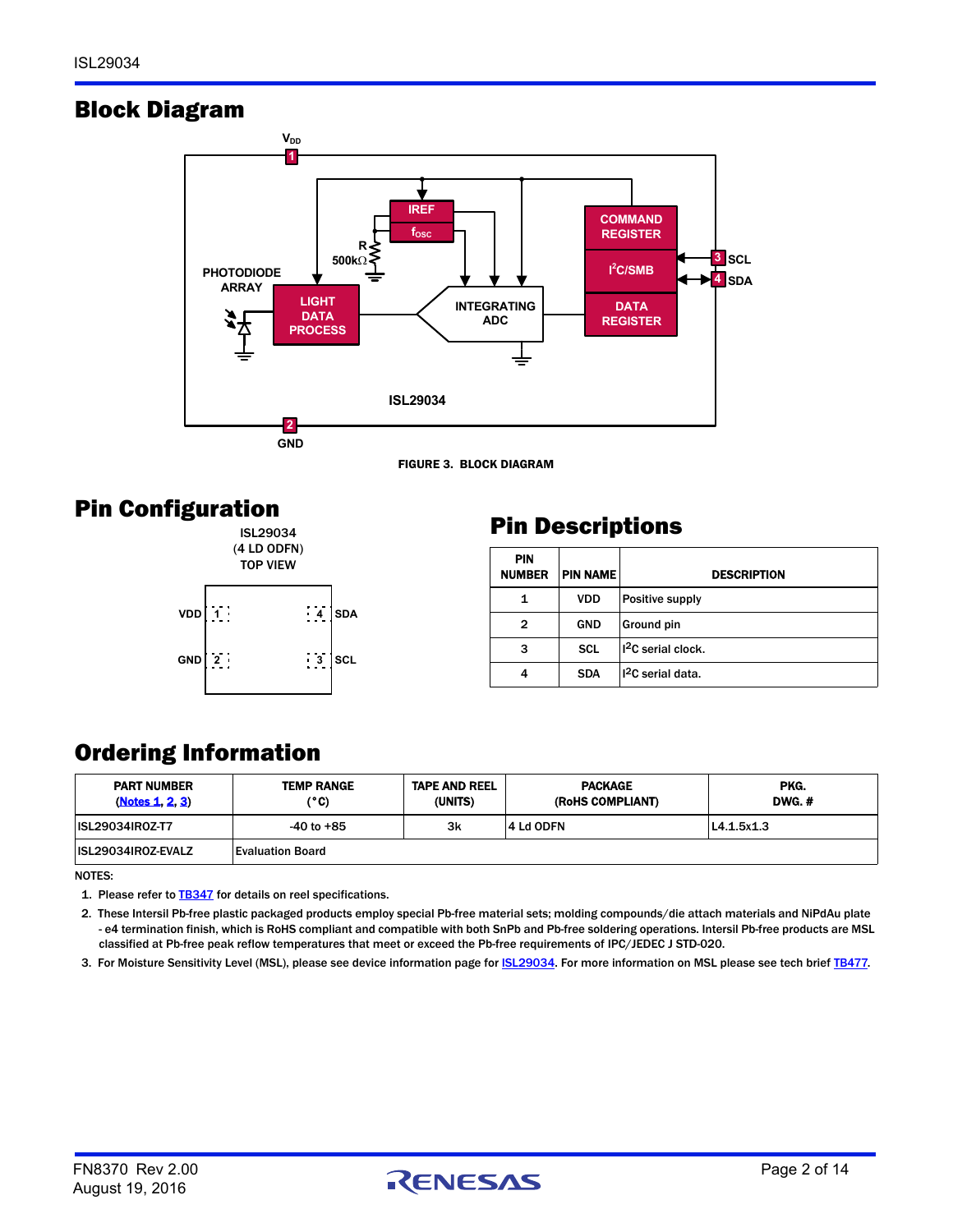## Block Diagram

FIGURE 3. BLOCK DIAGRAM

## Pin Configuration

ISL29034
(4 LD ODFN)
TOP VIEW

## Pin Descriptions

| PIN NUMBER | PIN NAME | DESCRIPTION |
|---|---|---|
| 1 | VDD | Positive supply |
| 2 | GND | Ground pin |
| 3 | SCL | $I^2C$ serial clock. |
| 4 | SDA | $I^2C$ serial data. |

## Ordering Information

| PART NUMBER (Notes 1, 2, 3) | TEMP RANGE (°C) | TAPE AND REEL (UNITS) | PACKAGE (RoHS COMPLIANT) | PKG. DWG. # |
|---|---|---|---|---|
| ISL29034IROZ-T7 | -40 to +85 | 3k | 4 Ld ODFN | L4.1.5x1.3 |
| ISL29034IROZ-EVALZ | Evaluation Board | | | |

NOTES:

1. Please refer to TB347 for details on reel specifications.
2. These Intersil Pb-free plastic packaged products employ special Pb-free material sets; molding compounds/die attach materials and NiPdAu plate - e4 termination finish, which is RoHS compliant and compatible with both SnPb and Pb-free soldering operations. Intersil Pb-free products are MSL classified at Pb-free peak reflow temperatures that meet or exceed the Pb-free requirements of IPC/JEDEC J STD-020.
3. For Moisture Sensitivity Level (MSL), please see device information page for ISL29034. For more information on MSL please see tech brief TB477.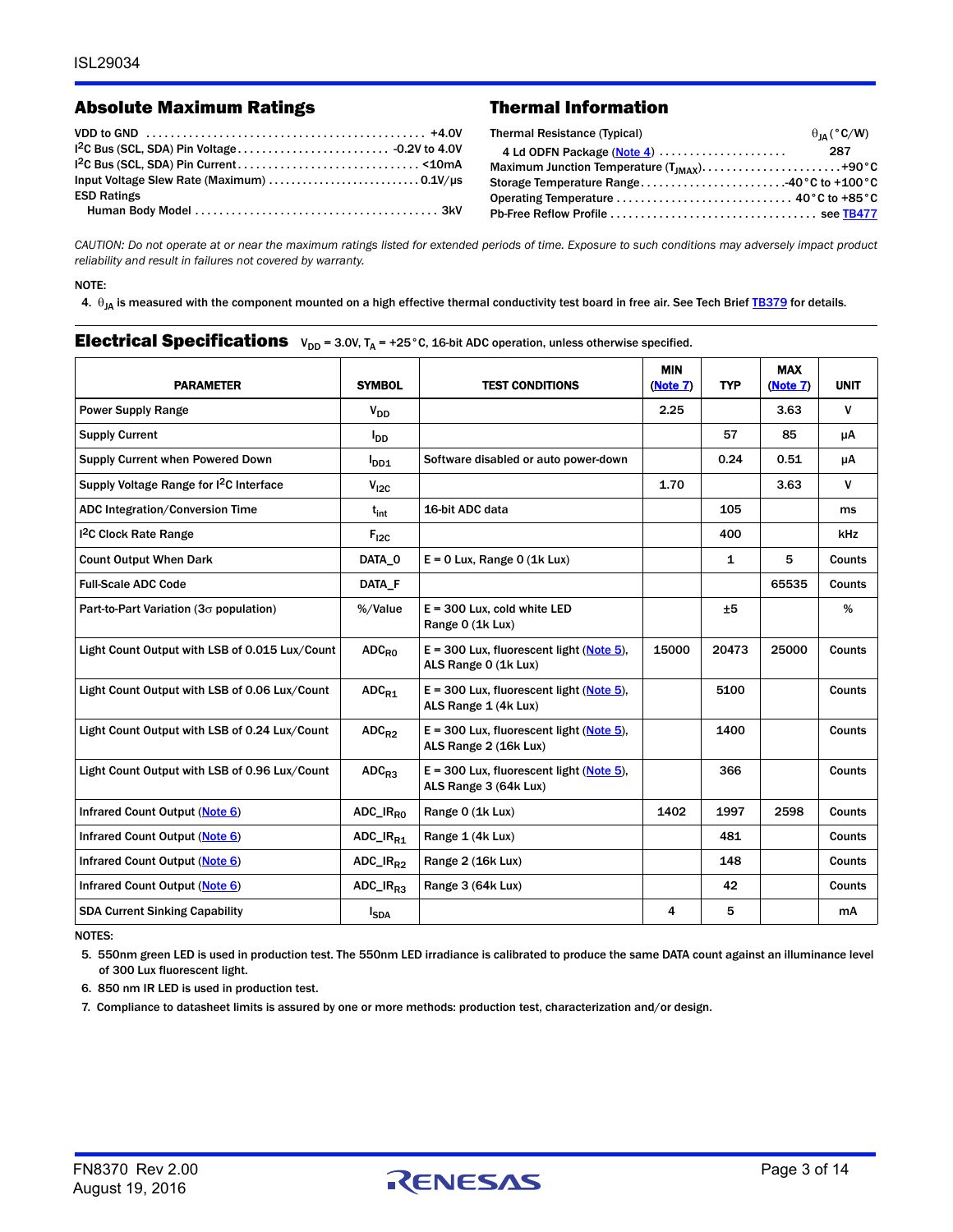## Absolute Maximum Ratings

VDD to GND . . . . . . . . . . . . . . . . . . . . . . . . . . . . . . . . . . . . . . . . . . . . . . . +4.0V
$I^2C$ Bus (SCL, SDA) Pin Voltage . . . . . . . . . . . . . . . . . . . . . . . . . -0.2V to 4.0V
$I^2C$ Bus (SCL, SDA) Pin Current . . . . . . . . . . . . . . . . . . . . . . . . . . . . . <10mA
Input Voltage Slew Rate (Maximum) . . . . . . . . . . . . . . . . . . . . . . . . . . 0.1V/µs
ESD Ratings
Human Body Model . . . . . . . . . . . . . . . . . . . . . . . . . . . . . . . . . . . . . . . 3kV

## Thermal Information

| Thermal Resistance (Typical) | $\theta_{JA}$ (°C/W) |
|---|---|
| 4 Ld ODFN Package (Note 4) | 287 |

Maximum Junction Temperature ($T_{JMAX}$) . . . . . . . . . . . . . . . . . . . . . . +90°C
Storage Temperature Range . . . . . . . . . . . . . . . . . . . . . . . . -40°C to +100°C
Operating Temperature . . . . . . . . . . . . . . . . . . . . . . . . . . . . . 40°C to +85°C
Pb-Free Reflow Profile . . . . . . . . . . . . . . . . . . . . . . . . . . . . . . . . . . see TB477

*CAUTION: Do not operate at or near the maximum ratings listed for extended periods of time. Exposure to such conditions may adversely impact product reliability and result in failures not covered by warranty.*

NOTE:

4. $\theta_{JA}$ is measured with the component mounted on a high effective thermal conductivity test board in free air. See Tech Brief TB379 for details.

## Electrical Specifications

$V_{DD}$ = 3.0V, $T_A$ = +25°C, 16-bit ADC operation, unless otherwise specified.

| PARAMETER | SYMBOL | TEST CONDITIONS | MIN (Note 7) | TYP | MAX (Note 7) | UNIT |
|---|---|---|---|---|---|---|
| Power Supply Range | $V_{DD}$ | | 2.25 | | 3.63 | V |
| Supply Current | $I_{DD}$ | | | 57 | 85 | µA |
| Supply Current when Powered Down | $I_{DD1}$ | Software disabled or auto power-down | | 0.24 | 0.51 | µA |
| Supply Voltage Range for $I^2C$ Interface | $V_{I2C}$ | | 1.70 | | 3.63 | V |
| ADC Integration/Conversion Time | $t_{int}$ | 16-bit ADC data | | 105 | | ms |
| $I^2C$ Clock Rate Range | $F_{I2C}$ | | | 400 | | kHz |
| Count Output When Dark | DATA_0 | E = 0 Lux, Range 0 (1k Lux) | | 1 | 5 | Counts |
| Full-Scale ADC Code | DATA_F | | | | 65535 | Counts |
| Part-to-Part Variation (3σ population) | %/Value | E = 300 Lux, cold white LED Range 0 (1k Lux) | | ±5 | | % |
| Light Count Output with LSB of 0.015 Lux/Count | $ADC_{R0}$ | E = 300 Lux, fluorescent light (Note 5), ALS Range 0 (1k Lux) | 15000 | 20473 | 25000 | Counts |
| Light Count Output with LSB of 0.06 Lux/Count | $ADC_{R1}$ | E = 300 Lux, fluorescent light (Note 5), ALS Range 1 (4k Lux) | | 5100 | | Counts |
| Light Count Output with LSB of 0.24 Lux/Count | $ADC_{R2}$ | E = 300 Lux, fluorescent light (Note 5), ALS Range 2 (16k Lux) | | 1400 | | Counts |
| Light Count Output with LSB of 0.96 Lux/Count | $ADC_{R3}$ | E = 300 Lux, fluorescent light (Note 5), ALS Range 3 (64k Lux) | | 366 | | Counts |
| Infrared Count Output (Note 6) | $ADC\_IR_{R0}$ | Range 0 (1k Lux) | 1402 | 1997 | 2598 | Counts |
| Infrared Count Output (Note 6) | $ADC\_IR_{R1}$ | Range 1 (4k Lux) | | 481 | | Counts |
| Infrared Count Output (Note 6) | $ADC\_IR_{R2}$ | Range 2 (16k Lux) | | 148 | | Counts |
| Infrared Count Output (Note 6) | $ADC\_IR_{R3}$ | Range 3 (64k Lux) | | 42 | | Counts |
| SDA Current Sinking Capability | $I_{SDA}$ | | 4 | 5 | | mA |

NOTES:

5. 550nm green LED is used in production test. The 550nm LED irradiance is calibrated to produce the same DATA count against an illuminance level of 300 Lux fluorescent light.
6. 850 nm IR LED is used in production test.
7. Compliance to datasheet limits is assured by one or more methods: production test, characterization and/or design.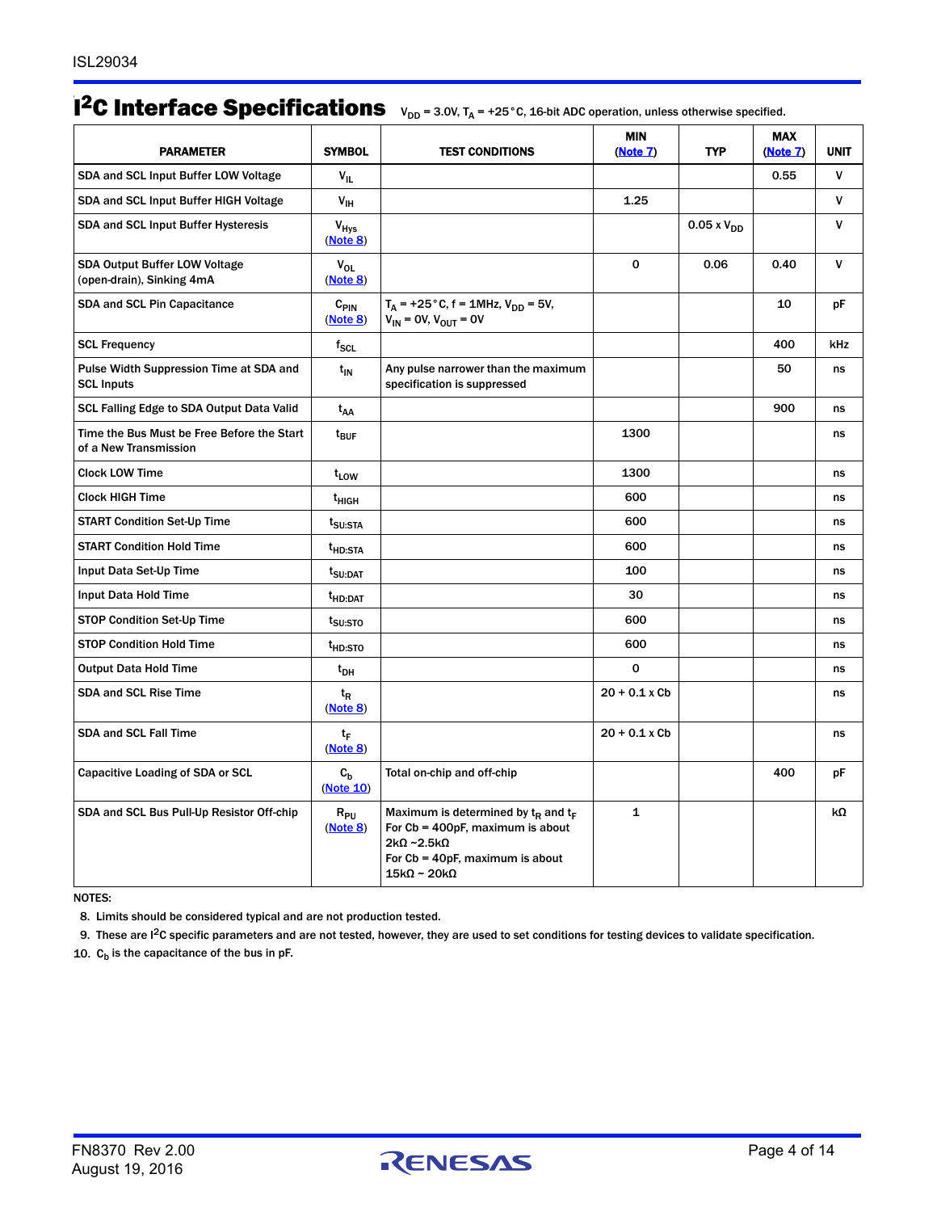## $I^2C$ Interface Specifications

$V_{DD}$ = 3.0V, $T_A$ = +25°C, 16-bit ADC operation, unless otherwise specified.

| PARAMETER | SYMBOL | TEST CONDITIONS | MIN (Note 7) | TYP | MAX (Note 7) | UNIT |
|---|---|---|---|---|---|---|
| SDA and SCL Input Buffer LOW Voltage | $V_{IL}$ | | | | 0.55 | V |
| SDA and SCL Input Buffer HIGH Voltage | $V_{IH}$ | | 1.25 | | | V |
| SDA and SCL Input Buffer Hysteresis | $V_{Hys}$ (Note 8) | | | 0.05 x $V_{DD}$ | | V |
| SDA Output Buffer LOW Voltage (open-drain), Sinking 4mA | $V_{OL}$ (Note 8) | | 0 | 0.06 | 0.40 | V |
| SDA and SCL Pin Capacitance | $C_{PIN}$ (Note 8) | $T_A$ = +25°C, f = 1MHz, $V_{DD}$ = 5V, $V_{IN}$ = 0V, $V_{OUT}$ = 0V | | | 10 | pF |
| SCL Frequency | $f_{SCL}$ | | | | 400 | kHz |
| Pulse Width Suppression Time at SDA and SCL Inputs | $t_{IN}$ | Any pulse narrower than the maximum specification is suppressed | | | 50 | ns |
| SCL Falling Edge to SDA Output Data Valid | $t_{AA}$ | | | | 900 | ns |
| Time the Bus Must be Free Before the Start of a New Transmission | $t_{BUF}$ | | 1300 | | | ns |
| Clock LOW Time | $t_{LOW}$ | | 1300 | | | ns |
| Clock HIGH Time | $t_{HIGH}$ | | 600 | | | ns |
| START Condition Set-Up Time | $t_{SU:STA}$ | | 600 | | | ns |
| START Condition Hold Time | $t_{HD:STA}$ | | 600 | | | ns |
| Input Data Set-Up Time | $t_{SU:DAT}$ | | 100 | | | ns |
| Input Data Hold Time | $t_{HD:DAT}$ | | 30 | | | ns |
| STOP Condition Set-Up Time | $t_{SU:STO}$ | | 600 | | | ns |
| STOP Condition Hold Time | $t_{HD:STO}$ | | 600 | | | ns |
| Output Data Hold Time | $t_{DH}$ | | 0 | | | ns |
| SDA and SCL Rise Time | $t_R$ (Note 8) | | 20 + 0.1 x Cb | | | ns |
| SDA and SCL Fall Time | $t_F$ (Note 8) | | 20 + 0.1 x Cb | | | ns |
| Capacitive Loading of SDA or SCL | $C_b$ (Note 10) | Total on-chip and off-chip | | | 400 | pF |
| SDA and SCL Bus Pull-Up Resistor Off-chip | $R_{PU}$ (Note 8) | Maximum is determined by $t_R$ and $t_F$ For Cb = 400pF, maximum is about 2kΩ ~2.5kΩ For Cb = 40pF, maximum is about 15kΩ ~ 20kΩ | 1 | | | kΩ |

NOTES:

8. Limits should be considered typical and are not production tested.
9. These are $I^2C$ specific parameters and are not tested, however, they are used to set conditions for testing devices to validate specification.
10. $C_b$ is the capacitance of the bus in pF.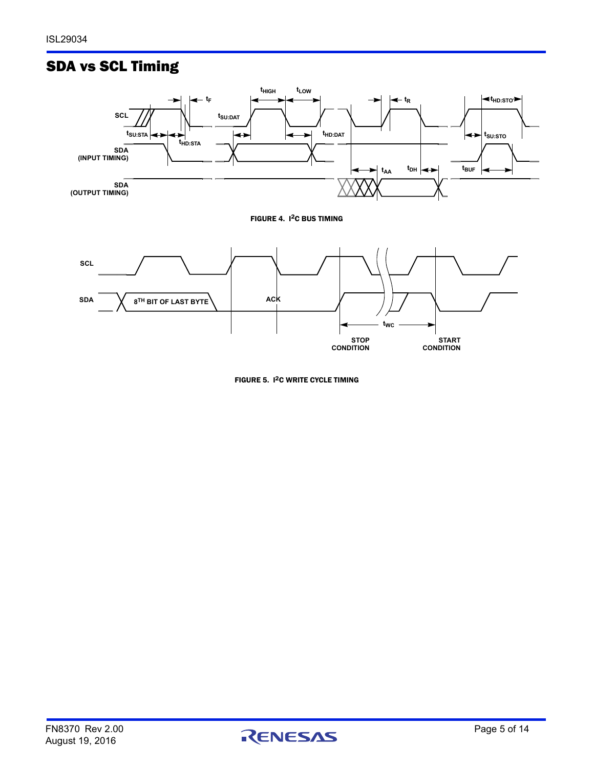## SDA vs SCL Timing

FIGURE 4. I²C BUS TIMING

FIGURE 5. I²C WRITE CYCLE TIMING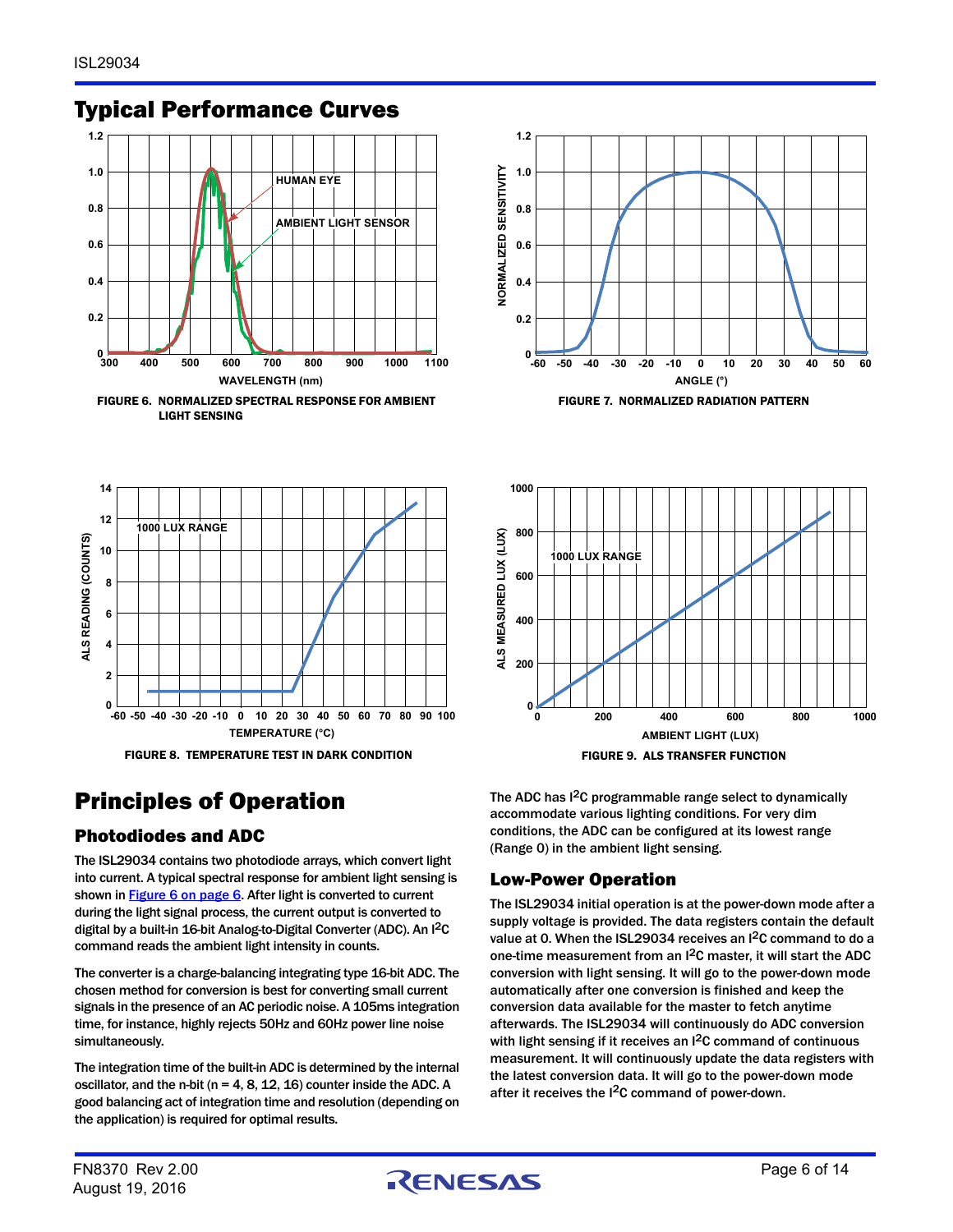## Typical Performance Curves

FIGURE 6. NORMALIZED SPECTRAL RESPONSE FOR AMBIENT LIGHT SENSING

FIGURE 7. NORMALIZED RADIATION PATTERN

FIGURE 8. TEMPERATURE TEST IN DARK CONDITION

FIGURE 9. ALS TRANSFER FUNCTION

# Principles of Operation

## Photodiodes and ADC

The ISL29034 contains two photodiode arrays, which convert light into current. A typical spectral response for ambient light sensing is shown in Figure 6 on page 6. After light is converted to current during the light signal process, the current output is converted to digital by a built-in 16-bit Analog-to-Digital Converter (ADC). An $I^2C$ command reads the ambient light intensity in counts.

The converter is a charge-balancing integrating type 16-bit ADC. The chosen method for conversion is best for converting small current signals in the presence of an AC periodic noise. A 105ms integration time, for instance, highly rejects 50Hz and 60Hz power line noise simultaneously.

The integration time of the built-in ADC is determined by the internal oscillator, and the n-bit (n = 4, 8, 12, 16) counter inside the ADC. A good balancing act of integration time and resolution (depending on the application) is required for optimal results.

The ADC has $I^2C$ programmable range select to dynamically accommodate various lighting conditions. For very dim conditions, the ADC can be configured at its lowest range (Range 0) in the ambient light sensing.

## Low-Power Operation

The ISL29034 initial operation is at the power-down mode after a supply voltage is provided. The data registers contain the default value at 0. When the ISL29034 receives an $I^2C$ command to do a one-time measurement from an $I^2C$ master, it will start the ADC conversion with light sensing. It will go to the power-down mode automatically after one conversion is finished and keep the conversion data available for the master to fetch anytime afterwards. The ISL29034 will continuously do ADC conversion with light sensing if it receives an $I^2C$ command of continuous measurement. It will continuously update the data registers with the latest conversion data. It will go to the power-down mode after it receives the $I^2C$ command of power-down.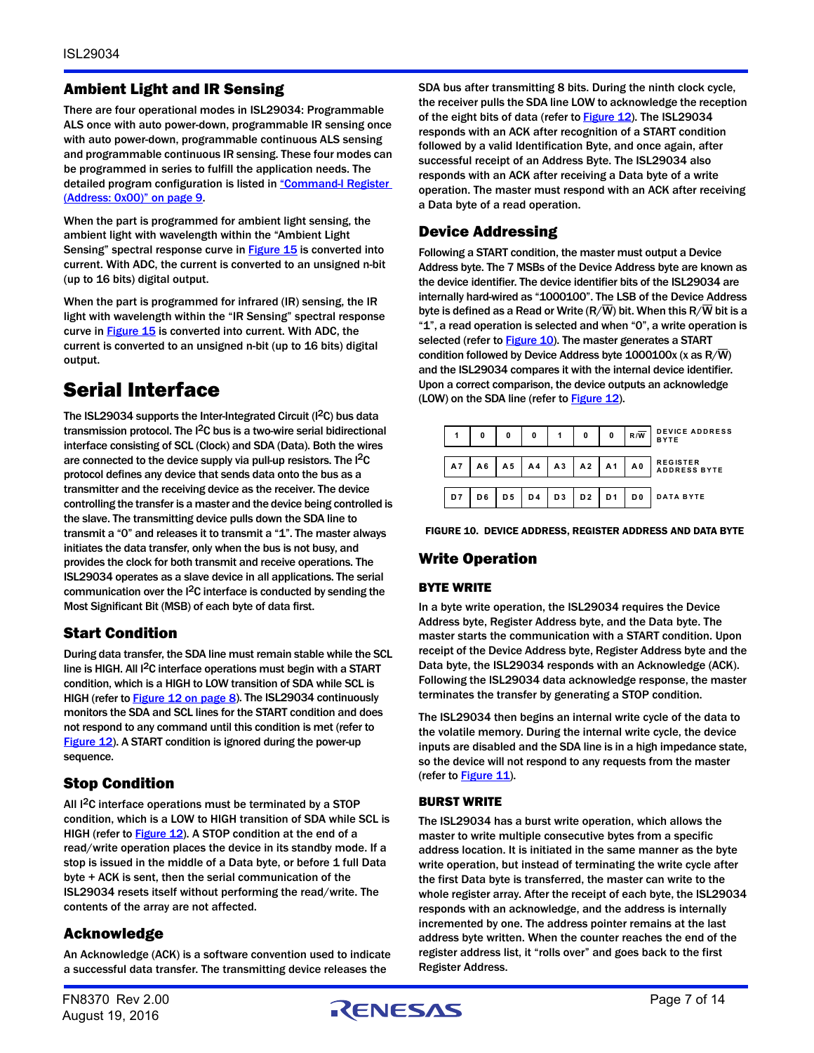## Ambient Light and IR Sensing

There are four operational modes in ISL29034: Programmable ALS once with auto power-down, programmable IR sensing once with auto power-down, programmable continuous ALS sensing and programmable continuous IR sensing. These four modes can be programmed in series to fulfill the application needs. The detailed program configuration is listed in "Command-I Register (Address: 0x00)" on page 9.

When the part is programmed for ambient light sensing, the ambient light with wavelength within the "Ambient Light Sensing" spectral response curve in Figure 15 is converted into current. With ADC, the current is converted to an unsigned n-bit (up to 16 bits) digital output.

When the part is programmed for infrared (IR) sensing, the IR light with wavelength within the "IR Sensing" spectral response curve in Figure 15 is converted into current. With ADC, the current is converted to an unsigned n-bit (up to 16 bits) digital output.

# Serial Interface

The ISL29034 supports the Inter-Integrated Circuit ($I^2C$) bus data transmission protocol. The $I^2C$ bus is a two-wire serial bidirectional interface consisting of SCL (Clock) and SDA (Data). Both the wires are connected to the device supply via pull-up resistors. The $I^2C$ protocol defines any device that sends data onto the bus as a transmitter and the receiving device as the receiver. The device controlling the transfer is a master and the device being controlled is the slave. The transmitting device pulls down the SDA line to transmit a "0" and releases it to transmit a "1". The master always initiates the data transfer, only when the bus is not busy, and provides the clock for both transmit and receive operations. The ISL29034 operates as a slave device in all applications. The serial communication over the $I^2C$ interface is conducted by sending the Most Significant Bit (MSB) of each byte of data first.

## Start Condition

During data transfer, the SDA line must remain stable while the SCL line is HIGH. All $I^2C$ interface operations must begin with a START condition, which is a HIGH to LOW transition of SDA while SCL is HIGH (refer to Figure 12 on page 8). The ISL29034 continuously monitors the SDA and SCL lines for the START condition and does not respond to any command until this condition is met (refer to Figure 12). A START condition is ignored during the power-up sequence.

## Stop Condition

All $I^2C$ interface operations must be terminated by a STOP condition, which is a LOW to HIGH transition of SDA while SCL is HIGH (refer to Figure 12). A STOP condition at the end of a read/write operation places the device in its standby mode. If a stop is issued in the middle of a Data byte, or before 1 full Data byte + ACK is sent, then the serial communication of the ISL29034 resets itself without performing the read/write. The contents of the array are not affected.

## Acknowledge

An Acknowledge (ACK) is a software convention used to indicate a successful data transfer. The transmitting device releases the SDA bus after transmitting 8 bits. During the ninth clock cycle, the receiver pulls the SDA line LOW to acknowledge the reception of the eight bits of data (refer to Figure 12). The ISL29034 responds with an ACK after recognition of a START condition followed by a valid Identification Byte, and once again, after successful receipt of an Address Byte. The ISL29034 also responds with an ACK after receiving a Data byte of a write operation. The master must respond with an ACK after receiving a Data byte of a read operation.

## Device Addressing

Following a START condition, the master must output a Device Address byte. The 7 MSBs of the Device Address byte are known as the device identifier. The device identifier bits of the ISL29034 are internally hard-wired as "1000100". The LSB of the Device Address byte is defined as a Read or Write ($R/\overline{W}$) bit. When this $R/\overline{W}$ bit is a "1", a read operation is selected and when "0", a write operation is selected (refer to Figure 10). The master generates a START condition followed by Device Address byte 1000100x (x as $R/\overline{W}$) and the ISL29034 compares it with the internal device identifier. Upon a correct comparison, the device outputs an acknowledge (LOW) on the SDA line (refer to Figure 12).

| | | | | | | | | |
|---|---|---|---|---|---|---|---|---|
| 1 | 0 | 0 | 0 | 1 | 0 | 0 | $R/\overline{W}$ | DEVICE ADDRESS BYTE |
| A7 | A6 | A5 | A4 | A3 | A2 | A1 | A0 | REGISTER ADDRESS BYTE |
| D7 | D6 | D5 | D4 | D3 | D2 | D1 | D0 | DATA BYTE |

FIGURE 10. DEVICE ADDRESS, REGISTER ADDRESS AND DATA BYTE

## Write Operation

### BYTE WRITE

In a byte write operation, the ISL29034 requires the Device Address byte, Register Address byte, and the Data byte. The master starts the communication with a START condition. Upon receipt of the Device Address byte, Register Address byte and the Data byte, the ISL29034 responds with an Acknowledge (ACK). Following the ISL29034 data acknowledge response, the master terminates the transfer by generating a STOP condition.

The ISL29034 then begins an internal write cycle of the data to the volatile memory. During the internal write cycle, the device inputs are disabled and the SDA line is in a high impedance state, so the device will not respond to any requests from the master (refer to Figure 11).

### BURST WRITE

The ISL29034 has a burst write operation, which allows the master to write multiple consecutive bytes from a specific address location. It is initiated in the same manner as the byte write operation, but instead of terminating the write cycle after the first Data byte is transferred, the master can write to the whole register array. After the receipt of each byte, the ISL29034 responds with an acknowledge, and the address is internally incremented by one. The address pointer remains at the last address byte written. When the counter reaches the end of the register address list, it "rolls over" and goes back to the first Register Address.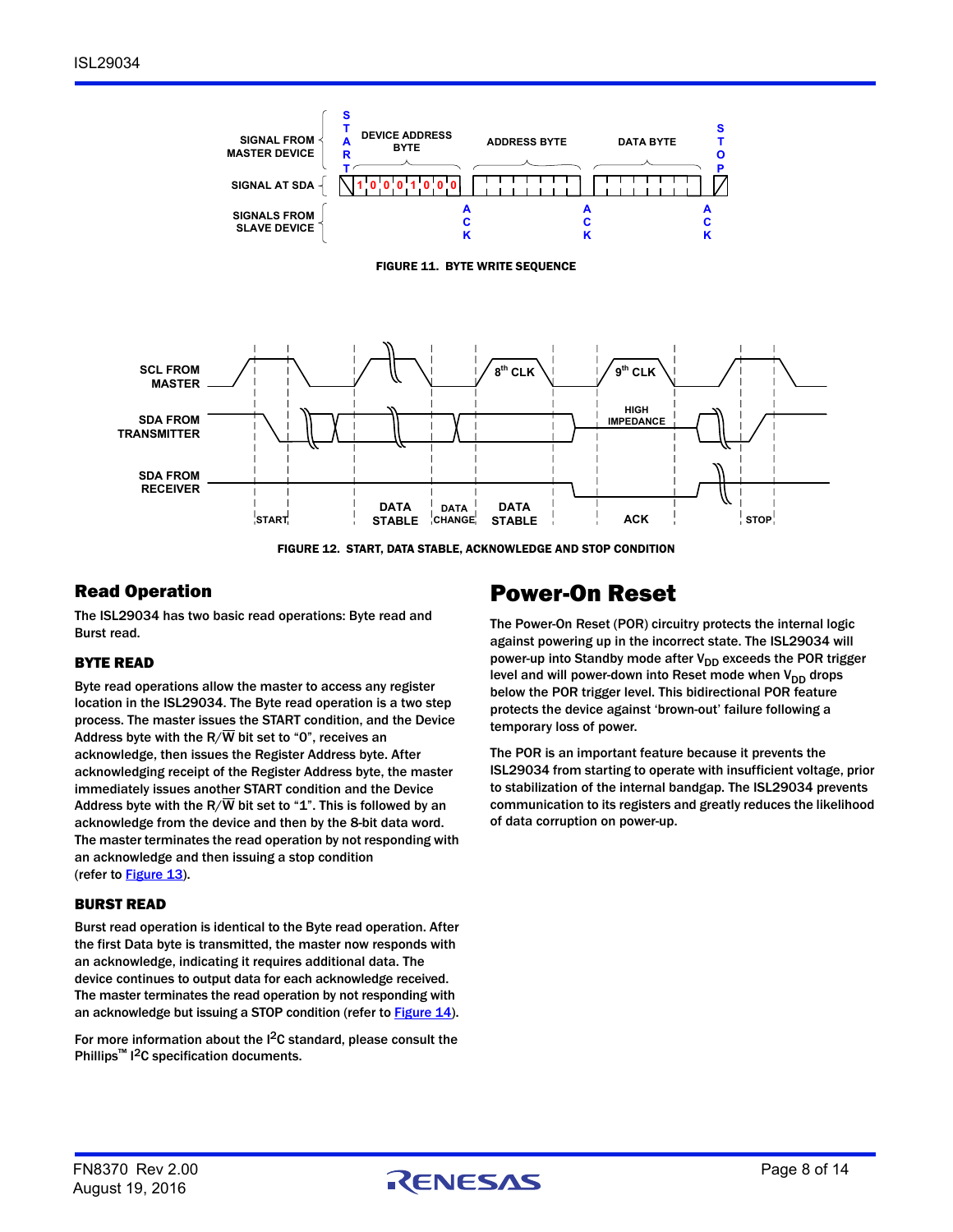FIGURE 11. BYTE WRITE SEQUENCE

FIGURE 12. START, DATA STABLE, ACKNOWLEDGE AND STOP CONDITION

## Read Operation

The ISL29034 has two basic read operations: Byte read and Burst read.

### BYTE READ

Byte read operations allow the master to access any register location in the ISL29034. The Byte read operation is a two step process. The master issues the START condition, and the Device Address byte with the R/$\overline{W}$ bit set to "0", receives an acknowledge, then issues the Register Address byte. After acknowledging receipt of the Register Address byte, the master immediately issues another START condition and the Device Address byte with the R/$\overline{W}$ bit set to "1". This is followed by an acknowledge from the device and then by the 8-bit data word. The master terminates the read operation by not responding with an acknowledge and then issuing a stop condition (refer to Figure 13).

### BURST READ

Burst read operation is identical to the Byte read operation. After the first Data byte is transmitted, the master now responds with an acknowledge, indicating it requires additional data. The device continues to output data for each acknowledge received. The master terminates the read operation by not responding with an acknowledge but issuing a STOP condition (refer to Figure 14).

For more information about the $I^2C$ standard, please consult the Phillips™ $I^2C$ specification documents.

# Power-On Reset

The Power-On Reset (POR) circuitry protects the internal logic against powering up in the incorrect state. The ISL29034 will power-up into Standby mode after $V_{DD}$ exceeds the POR trigger level and will power-down into Reset mode when $V_{DD}$ drops below the POR trigger level. This bidirectional POR feature protects the device against 'brown-out' failure following a temporary loss of power.

The POR is an important feature because it prevents the ISL29034 from starting to operate with insufficient voltage, prior to stabilization of the internal bandgap. The ISL29034 prevents communication to its registers and greatly reduces the likelihood of data corruption on power-up.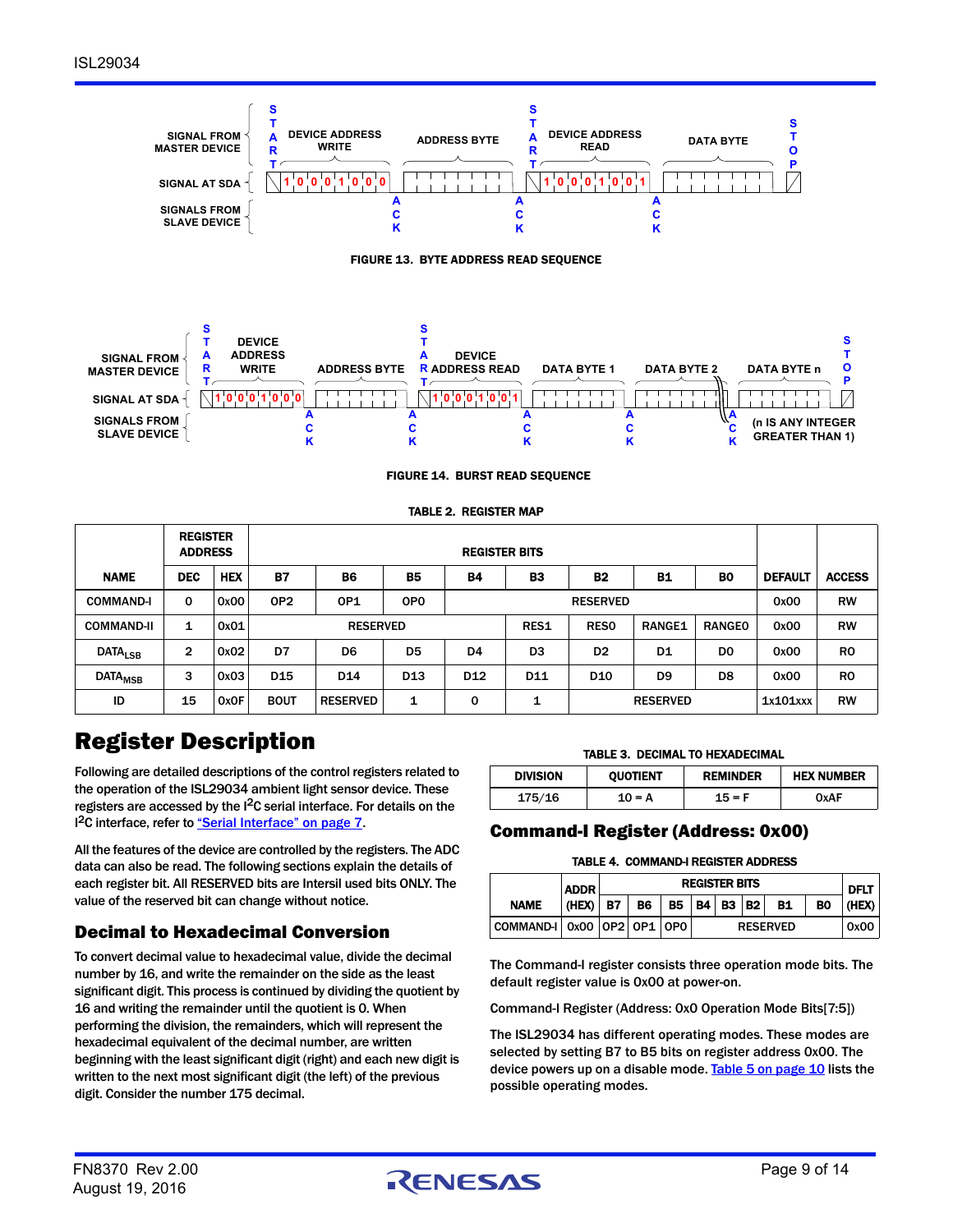FIGURE 13. BYTE ADDRESS READ SEQUENCE

FIGURE 14. BURST READ SEQUENCE

TABLE 2. REGISTER MAP

| NAME | REGISTER ADDRESS DEC | HEX | B7 | B6 | B5 | B4 | B3 | B2 | B1 | B0 | DEFAULT | ACCESS |
|---|---|---|---|---|---|---|---|---|---|---|---|---|
| COMMAND-I | 0 | 0x00 | OP2 | OP1 | OP0 | RESERVED | | | | | 0x00 | RW |
| COMMAND-II | 1 | 0x01 | RESERVED | | | | RES1 | RES0 | RANGE1 | RANGE0 | 0x00 | RW |
| $DATA_{LSB}$ | 2 | 0x02 | D7 | D6 | D5 | D4 | D3 | D2 | D1 | D0 | 0x00 | RO |
| $DATA_{MSB}$ | 3 | 0x03 | D15 | D14 | D13 | D12 | D11 | D10 | D9 | D8 | 0x00 | RO |
| ID | 15 | 0x0F | BOUT | RESERVED | 1 | 0 | 1 | RESERVED | | | 1x101xxx | RW |

# Register Description

Following are detailed descriptions of the control registers related to the operation of the ISL29034 ambient light sensor device. These registers are accessed by the I[2]C serial interface. For details on the I[2]C interface, refer to "Serial Interface" on page 7.

All the features of the device are controlled by the registers. The ADC data can also be read. The following sections explain the details of each register bit. All RESERVED bits are Intersil used bits ONLY. The value of the reserved bit can change without notice.

## Decimal to Hexadecimal Conversion

To convert decimal value to hexadecimal value, divide the decimal number by 16, and write the remainder on the side as the least significant digit. This process is continued by dividing the quotient by 16 and writing the remainder until the quotient is 0. When performing the division, the remainders, which will represent the hexadecimal equivalent of the decimal number, are written beginning with the least significant digit (right) and each new digit is written to the next most significant digit (the left) of the previous digit. Consider the number 175 decimal.

TABLE 3. DECIMAL TO HEXADECIMAL

| DIVISION | QUOTIENT | REMINDER | HEX NUMBER |
|---|---|---|---|
| 175/16 | 10 = A | 15 = F | 0xAF |

## Command-I Register (Address: 0x00)

TABLE 4. COMMAND-I REGISTER ADDRESS

| NAME | ADDR (HEX) | B7 | B6 | B5 | B4 | B3 | B2 | B1 | B0 | DFLT (HEX) |
|---|---|---|---|---|---|---|---|---|---|---|
| COMMAND-I | 0x00 | OP2 | OP1 | OP0 | RESERVED | | | | | 0x00 |

The Command-I register consists three operation mode bits. The default register value is 0x00 at power-on.

Command-I Register (Address: 0x0 Operation Mode Bits[7:5])

The ISL29034 has different operating modes. These modes are selected by setting B7 to B5 bits on register address 0x00. The device powers up on a disable mode. Table 5 on page 10 lists the possible operating modes.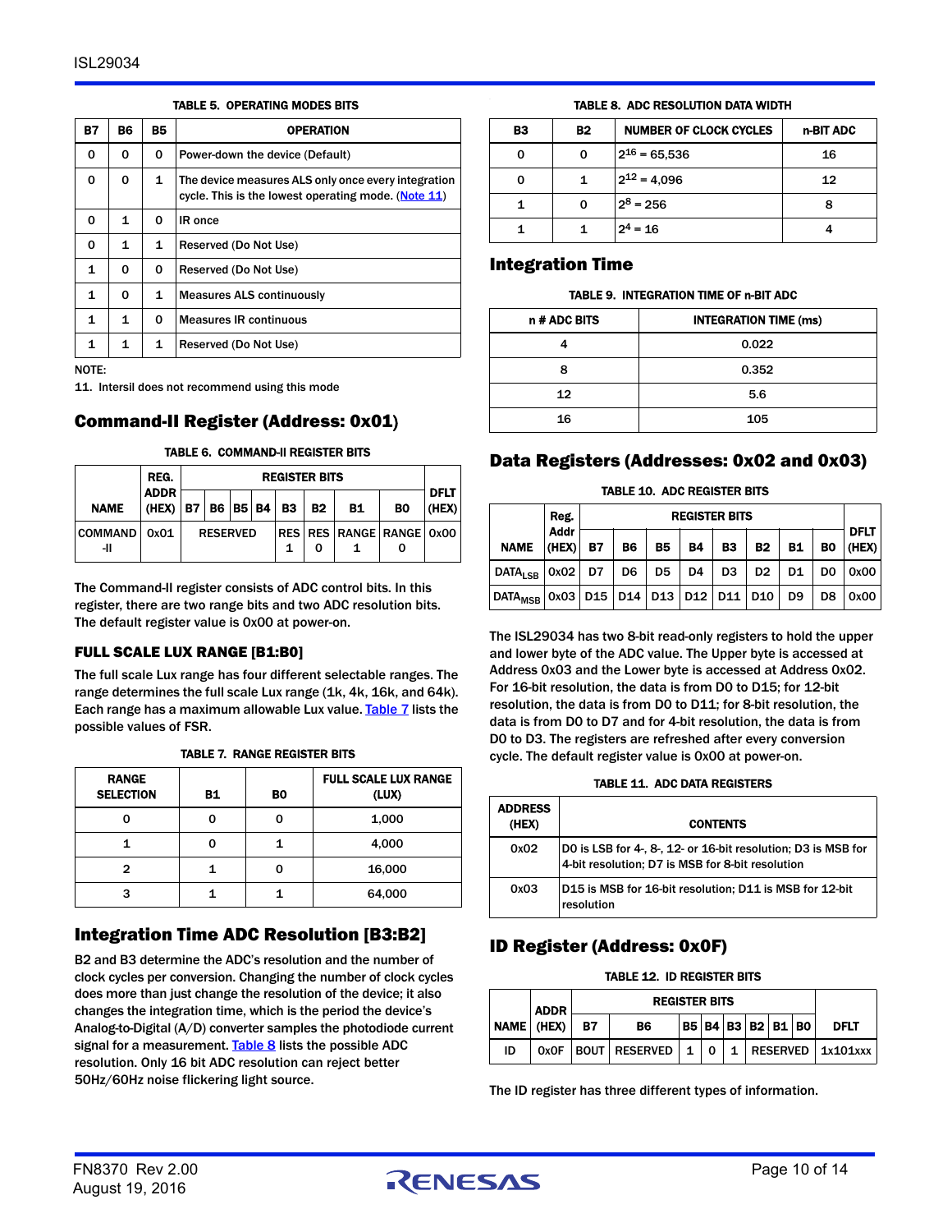**TABLE 5. OPERATING MODES BITS**

| B7 | B6 | B5 | OPERATION |
|---|---|---|---|
| 0 | 0 | 0 | Power-down the device (Default) |
| 0 | 0 | 1 | The device measures ALS only once every integration cycle. This is the lowest operating mode. (Note 11) |
| 0 | 1 | 0 | IR once |
| 0 | 1 | 1 | Reserved (Do Not Use) |
| 1 | 0 | 0 | Reserved (Do Not Use) |
| 1 | 0 | 1 | Measures ALS continuously |
| 1 | 1 | 0 | Measures IR continuous |
| 1 | 1 | 1 | Reserved (Do Not Use) |

NOTE:

11. Intersil does not recommend using this mode

## Command-II Register (Address: 0x01)

**TABLE 6. COMMAND-II REGISTER BITS**

| NAME | REG. ADDR (HEX) | REGISTER BITS | | | | | | | | DFLT (HEX) |
|---|---|---|---|---|---|---|---|---|---|---|
| | | B7 | B6 | B5 | B4 | B3 | B2 | B1 | B0 | |
| COMMAND-II | 0x01 | RESERVED | | | | RES 1 | RES 0 | RANGE 1 | RANGE 0 | 0x00 |

The Command-II register consists of ADC control bits. In this register, there are two range bits and two ADC resolution bits. The default register value is 0x00 at power-on.

### FULL SCALE LUX RANGE [B1:B0]

The full scale Lux range has four different selectable ranges. The range determines the full scale Lux range (1k, 4k, 16k, and 64k). Each range has a maximum allowable Lux value. Table 7 lists the possible values of FSR.

**TABLE 7. RANGE REGISTER BITS**

| RANGE SELECTION | B1 | B0 | FULL SCALE LUX RANGE (LUX) |
|---|---|---|---|
| 0 | 0 | 0 | 1,000 |
| 1 | 0 | 1 | 4,000 |
| 2 | 1 | 0 | 16,000 |
| 3 | 1 | 1 | 64,000 |

## Integration Time ADC Resolution [B3:B2]

B2 and B3 determine the ADC's resolution and the number of clock cycles per conversion. Changing the number of clock cycles does more than just change the resolution of the device; it also changes the integration time, which is the period the device's Analog-to-Digital (A/D) converter samples the photodiode current signal for a measurement. Table 8 lists the possible ADC resolution. Only 16 bit ADC resolution can reject better 50Hz/60Hz noise flickering light source.

**TABLE 8. ADC RESOLUTION DATA WIDTH**

| B3 | B2 | NUMBER OF CLOCK CYCLES | n-BIT ADC |
|---|---|---|---|
| 0 | 0 | $2^{16}$ = 65,536 | 16 |
| 0 | 1 | $2^{12}$ = 4,096 | 12 |
| 1 | 0 | $2^{8}$ = 256 | 8 |
| 1 | 1 | $2^{4}$ = 16 | 4 |

## Integration Time

**TABLE 9. INTEGRATION TIME OF n-BIT ADC**

| n # ADC BITS | INTEGRATION TIME (ms) |
|---|---|
| 4 | 0.022 |
| 8 | 0.352 |
| 12 | 5.6 |
| 16 | 105 |

## Data Registers (Addresses: 0x02 and 0x03)

**TABLE 10. ADC REGISTER BITS**

| NAME | Reg. Addr (HEX) | REGISTER BITS | | | | | | | | DFLT (HEX) |
|---|---|---|---|---|---|---|---|---|---|---|
| | | B7 | B6 | B5 | B4 | B3 | B2 | B1 | B0 | |
| $DATA_{LSB}$ | 0x02 | D7 | D6 | D5 | D4 | D3 | D2 | D1 | D0 | 0x00 |
| $DATA_{MSB}$ | 0x03 | D15 | D14 | D13 | D12 | D11 | D10 | D9 | D8 | 0x00 |

The ISL29034 has two 8-bit read-only registers to hold the upper and lower byte of the ADC value. The Upper byte is accessed at Address 0x03 and the Lower byte is accessed at Address 0x02. For 16-bit resolution, the data is from D0 to D15; for 12-bit resolution, the data is from D0 to D11; for 8-bit resolution, the data is from D0 to D7 and for 4-bit resolution, the data is from D0 to D3. The registers are refreshed after every conversion cycle. The default register value is 0x00 at power-on.

**TABLE 11. ADC DATA REGISTERS**

| ADDRESS (HEX) | CONTENTS |
|---|---|
| 0x02 | D0 is LSB for 4-, 8-, 12- or 16-bit resolution; D3 is MSB for 4-bit resolution; D7 is MSB for 8-bit resolution |
| 0x03 | D15 is MSB for 16-bit resolution; D11 is MSB for 12-bit resolution |

## ID Register (Address: 0x0F)

**TABLE 12. ID REGISTER BITS**

| NAME | ADDR (HEX) | REGISTER BITS | | | | | | | | DFLT |
|---|---|---|---|---|---|---|---|---|---|---|
| | | B7 | B6 | B5 | B4 | B3 | B2 | B1 | B0 | |
| ID | 0x0F | BOUT | RESERVED | 1 | 0 | 1 | RESERVED | | | 1x101xxx |

The ID register has three different types of information.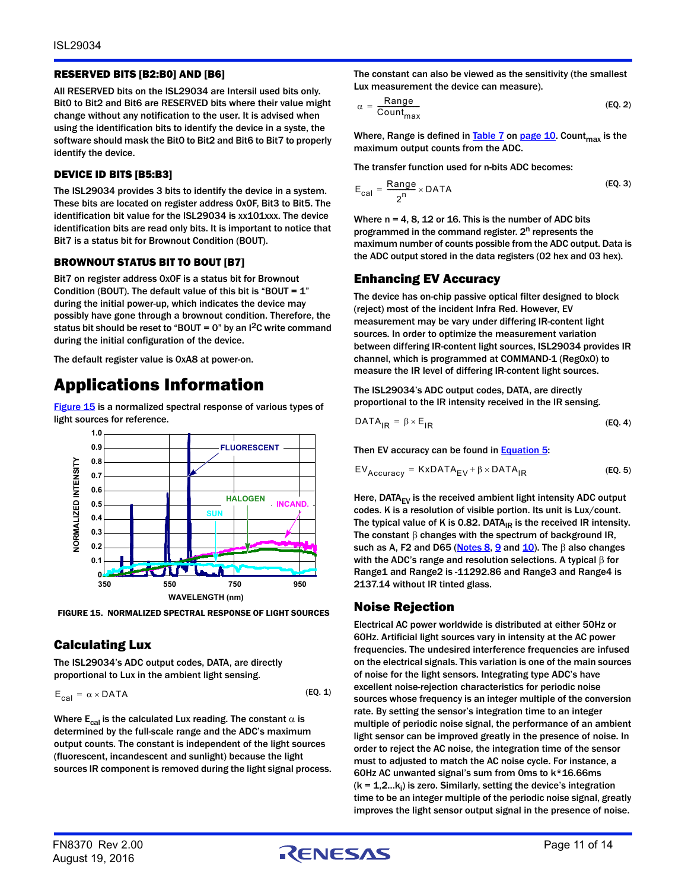### RESERVED BITS [B2:B0] AND [B6]

All RESERVED bits on the ISL29034 are Intersil used bits only. Bit0 to Bit2 and Bit6 are RESERVED bits where their value might change without any notification to the user. It is advised when using the identification bits to identify the device in a syste, the software should mask the Bit0 to Bit2 and Bit6 to Bit7 to properly identify the device.

### DEVICE ID BITS [B5:B3]

The ISL29034 provides 3 bits to identify the device in a system. These bits are located on register address 0x0F, Bit3 to Bit5. The identification bit value for the ISL29034 is xx101xxx. The device identification bits are read only bits. It is important to notice that Bit7 is a status bit for Brownout Condition (BOUT).

### BROWNOUT STATUS BIT TO BOUT [B7]

Bit7 on register address 0x0F is a status bit for Brownout Condition (BOUT). The default value of this bit is “BOUT = 1” during the initial power-up, which indicates the device may possibly have gone through a brownout condition. Therefore, the status bit should be reset to “BOUT = 0” by an $I^2C$ write command during the initial configuration of the device.

The default register value is 0xA8 at power-on.

# Applications Information

Figure 15 is a normalized spectral response of various types of light sources for reference.

FIGURE 15. NORMALIZED SPECTRAL RESPONSE OF LIGHT SOURCES

## Calculating Lux

The ISL29034’s ADC output codes, DATA, are directly proportional to Lux in the ambient light sensing.

$$E_{cal} = \alpha \times DATA \qquad \text{(EQ. 1)}$$

Where $E_{cal}$ is the calculated Lux reading. The constant $\alpha$ is determined by the full-scale range and the ADC’s maximum output counts. The constant is independent of the light sources (fluorescent, incandescent and sunlight) because the light sources IR component is removed during the light signal process.

The constant can also be viewed as the sensitivity (the smallest Lux measurement the device can measure).

$$\alpha = \frac{Range}{Count_{max}} \qquad \text{(EQ. 2)}$$

Where, Range is defined in Table 7 on page 10. $Count_{max}$ is the maximum output counts from the ADC.

The transfer function used for n-bits ADC becomes:

$$E_{cal} = \frac{Range}{2^n} \times DATA \qquad \text{(EQ. 3)}$$

Where n = 4, 8, 12 or 16. This is the number of ADC bits programmed in the command register. $2^n$ represents the maximum number of counts possible from the ADC output. Data is the ADC output stored in the data registers (02 hex and 03 hex).

## Enhancing EV Accuracy

The device has on-chip passive optical filter designed to block (reject) most of the incident Infra Red. However, EV measurement may be vary under differing IR-content light sources. In order to optimize the measurement variation between differing IR-content light sources, ISL29034 provides IR channel, which is programmed at COMMAND-1 (Reg0x0) to measure the IR level of differing IR-content light sources.

The ISL29034’s ADC output codes, DATA, are directly proportional to the IR intensity received in the IR sensing.

$$DATA_{IR} = \beta \times E_{IR} \qquad \text{(EQ. 4)}$$

Then EV accuracy can be found in Equation 5:

$$EV_{Accuracy} = KxDATA_{EV} + \beta \times DATA_{IR} \qquad \text{(EQ. 5)}$$

Here, $DATA_{EV}$ is the received ambient light intensity ADC output codes. K is a resolution of visible portion. Its unit is Lux/count. The typical value of K is 0.82. $DATA_{IR}$ is the received IR intensity. The constant $\beta$ changes with the spectrum of background IR, such as A, F2 and D65 (Notes 8, 9 and 10). The $\beta$ also changes with the ADC’s range and resolution selections. A typical $\beta$ for Range1 and Range2 is -11292.86 and Range3 and Range4 is 2137.14 without IR tinted glass.

## Noise Rejection

Electrical AC power worldwide is distributed at either 50Hz or 60Hz. Artificial light sources vary in intensity at the AC power frequencies. The undesired interference frequencies are infused on the electrical signals. This variation is one of the main sources of noise for the light sensors. Integrating type ADC’s have excellent noise-rejection characteristics for periodic noise sources whose frequency is an integer multiple of the conversion rate. By setting the sensor’s integration time to an integer multiple of periodic noise signal, the performance of an ambient light sensor can be improved greatly in the presence of noise. In order to reject the AC noise, the integration time of the sensor must to adjusted to match the AC noise cycle. For instance, a 60Hz AC unwanted signal’s sum from 0ms to k*16.66ms (k = 1,2...$k_i$) is zero. Similarly, setting the device’s integration time to be an integer multiple of the periodic noise signal, greatly improves the light sensor output signal in the presence of noise.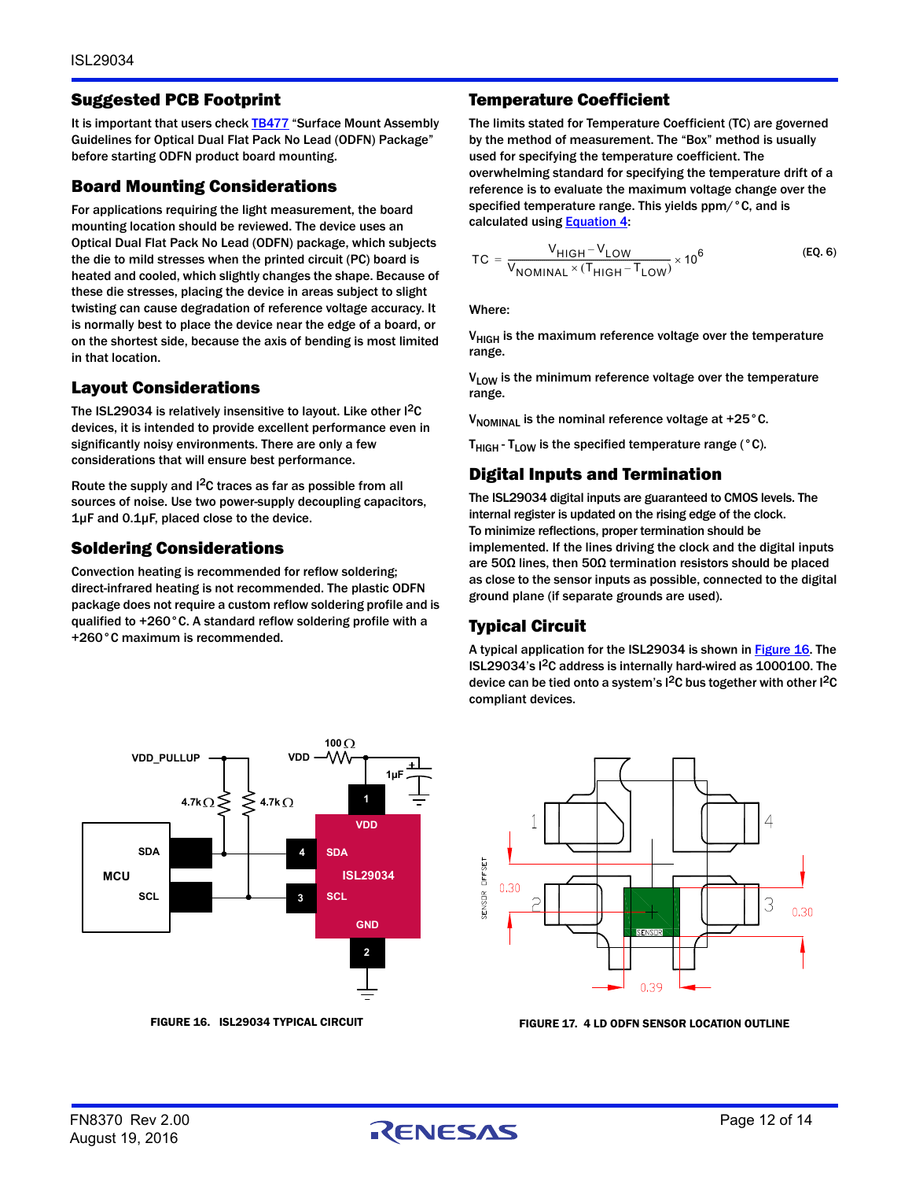## Suggested PCB Footprint

It is important that users check TB477 “Surface Mount Assembly Guidelines for Optical Dual Flat Pack No Lead (ODFN) Package” before starting ODFN product board mounting.

## Board Mounting Considerations

For applications requiring the light measurement, the board mounting location should be reviewed. The device uses an Optical Dual Flat Pack No Lead (ODFN) package, which subjects the die to mild stresses when the printed circuit (PC) board is heated and cooled, which slightly changes the shape. Because of these die stresses, placing the device in areas subject to slight twisting can cause degradation of reference voltage accuracy. It is normally best to place the device near the edge of a board, or on the shortest side, because the axis of bending is most limited in that location.

## Layout Considerations

The ISL29034 is relatively insensitive to layout. Like other $I^2C$ devices, it is intended to provide excellent performance even in significantly noisy environments. There are only a few considerations that will ensure best performance.

Route the supply and $I^2C$ traces as far as possible from all sources of noise. Use two power-supply decoupling capacitors, 1µF and 0.1µF, placed close to the device.

## Soldering Considerations

Convection heating is recommended for reflow soldering; direct-infrared heating is not recommended. The plastic ODFN package does not require a custom reflow soldering profile and is qualified to +260°C. A standard reflow soldering profile with a +260°C maximum is recommended.

## Temperature Coefficient

The limits stated for Temperature Coefficient (TC) are governed by the method of measurement. The “Box” method is usually used for specifying the temperature coefficient. The overwhelming standard for specifying the temperature drift of a reference is to evaluate the maximum voltage change over the specified temperature range. This yields ppm/°C, and is calculated using Equation 4:

$$TC = \frac{V_{HIGH} - V_{LOW}}{V_{NOMINAL} \times (T_{HIGH} - T_{LOW})} \times 10^6 \qquad \text{(EQ. 6)}$$

Where:

$V_{HIGH}$ is the maximum reference voltage over the temperature range.

$V_{LOW}$ is the minimum reference voltage over the temperature range.

$V_{NOMINAL}$ is the nominal reference voltage at +25°C.

$T_{HIGH}$ - $T_{LOW}$ is the specified temperature range (°C).

## Digital Inputs and Termination

The ISL29034 digital inputs are guaranteed to CMOS levels. The internal register is updated on the rising edge of the clock. To minimize reflections, proper termination should be implemented. If the lines driving the clock and the digital inputs are 50Ω lines, then 50Ω termination resistors should be placed as close to the sensor inputs as possible, connected to the digital ground plane (if separate grounds are used).

## Typical Circuit

A typical application for the ISL29034 is shown in Figure 16. The ISL29034’s $I^2C$ address is internally hard-wired as 1000100. The device can be tied onto a system’s $I^2C$ bus together with other $I^2C$ compliant devices.

FIGURE 16. ISL29034 TYPICAL CIRCUIT

FIGURE 17. 4 LD ODFN SENSOR LOCATION OUTLINE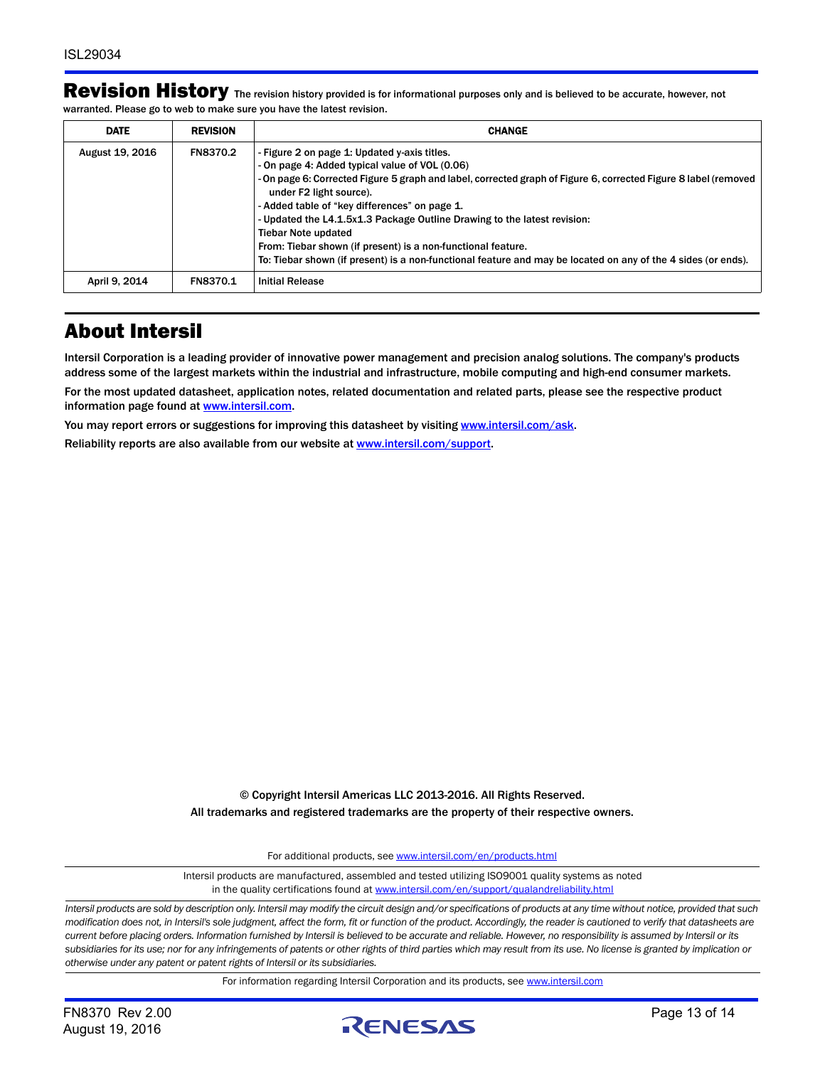## Revision History

The revision history provided is for informational purposes only and is believed to be accurate, however, not warranted. Please go to web to make sure you have the latest revision.

| DATE | REVISION | CHANGE |
|---|---|---|
| August 19, 2016 | FN8370.2 | - Figure 2 on page 1: Updated y-axis titles.<br>- On page 4: Added typical value of VOL (0.06)<br>- On page 6: Corrected Figure 5 graph and label, corrected graph of Figure 6, corrected Figure 8 label (removed under F2 light source).<br>- Added table of "key differences" on page 1.<br>- Updated the L4.1.5x1.3 Package Outline Drawing to the latest revision:<br>Tiebar Note updated<br>From: Tiebar shown (if present) is a non-functional feature.<br>To: Tiebar shown (if present) is a non-functional feature and may be located on any of the 4 sides (or ends). |
| April 9, 2014 | FN8370.1 | Initial Release |

## About Intersil

Intersil Corporation is a leading provider of innovative power management and precision analog solutions. The company's products address some of the largest markets within the industrial and infrastructure, mobile computing and high-end consumer markets.

For the most updated datasheet, application notes, related documentation and related parts, please see the respective product information page found at www.intersil.com.

You may report errors or suggestions for improving this datasheet by visiting www.intersil.com/ask.

Reliability reports are also available from our website at www.intersil.com/support.

© Copyright Intersil Americas LLC 2013-2016. All Rights Reserved.
All trademarks and registered trademarks are the property of their respective owners.

For additional products, see www.intersil.com/en/products.html

Intersil products are manufactured, assembled and tested utilizing ISO9001 quality systems as noted in the quality certifications found at www.intersil.com/en/support/qualandreliability.html

*Intersil products are sold by description only. Intersil may modify the circuit design and/or specifications of products at any time without notice, provided that such modification does not, in Intersil's sole judgment, affect the form, fit or function of the product. Accordingly, the reader is cautioned to verify that datasheets are current before placing orders. Information furnished by Intersil is believed to be accurate and reliable. However, no responsibility is assumed by Intersil or its subsidiaries for its use; nor for any infringements of patents or other rights of third parties which may result from its use. No license is granted by implication or otherwise under any patent or patent rights of Intersil or its subsidiaries.*

For information regarding Intersil Corporation and its products, see www.intersil.com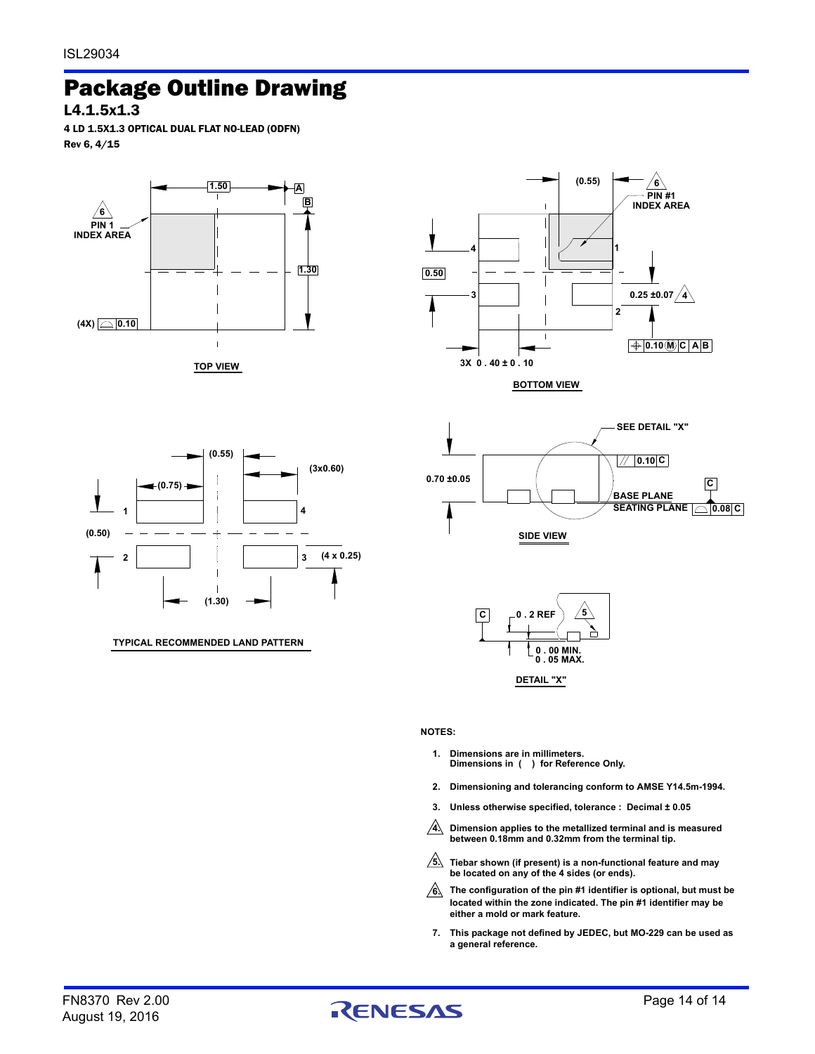# Package Outline Drawing

## L4.1.5x1.3

4 LD 1.5X1.3 OPTICAL DUAL FLAT NO-LEAD (ODFN)

Rev 6, 4/15

1.50
A
B
6
PIN 1
INDEX AREA
1.30
(4X) 0.10

TOP VIEW

(0.55)
6
PIN #1
INDEX AREA
4
1
0.50
3
0.25 ±0.07
4
2
0.10 M C A B
3X 0 . 40 ± 0 . 10

BOTTOM VIEW

(0.55)
(0.75)
(3x0.60)
1
4
(0.50)
2
3
(4 x 0.25)
(1.30)

TYPICAL RECOMMENDED LAND PATTERN

SEE DETAIL "X"
0.10 C
0.70 ±0.05
C
BASE PLANE
SEATING PLANE 0.08 C

SIDE VIEW

C
0 . 2 REF
5
0 . 00 MIN.
0 . 05 MAX.

DETAIL "X"

NOTES:

1. Dimensions are in millimeters.
   Dimensions in ( ) for Reference Only.
2. Dimensioning and tolerancing conform to AMSE Y14.5m-1994.
3. Unless otherwise specified, tolerance : Decimal ± 0.05
4. Dimension applies to the metallized terminal and is measured between 0.18mm and 0.32mm from the terminal tip.
5. Tiebar shown (if present) is a non-functional feature and may be located on any of the 4 sides (or ends).
6. The configuration of the pin #1 identifier is optional, but must be located within the zone indicated. The pin #1 identifier may be either a mold or mark feature.
7. This package not defined by JEDEC, but MO-229 can be used as a general reference.